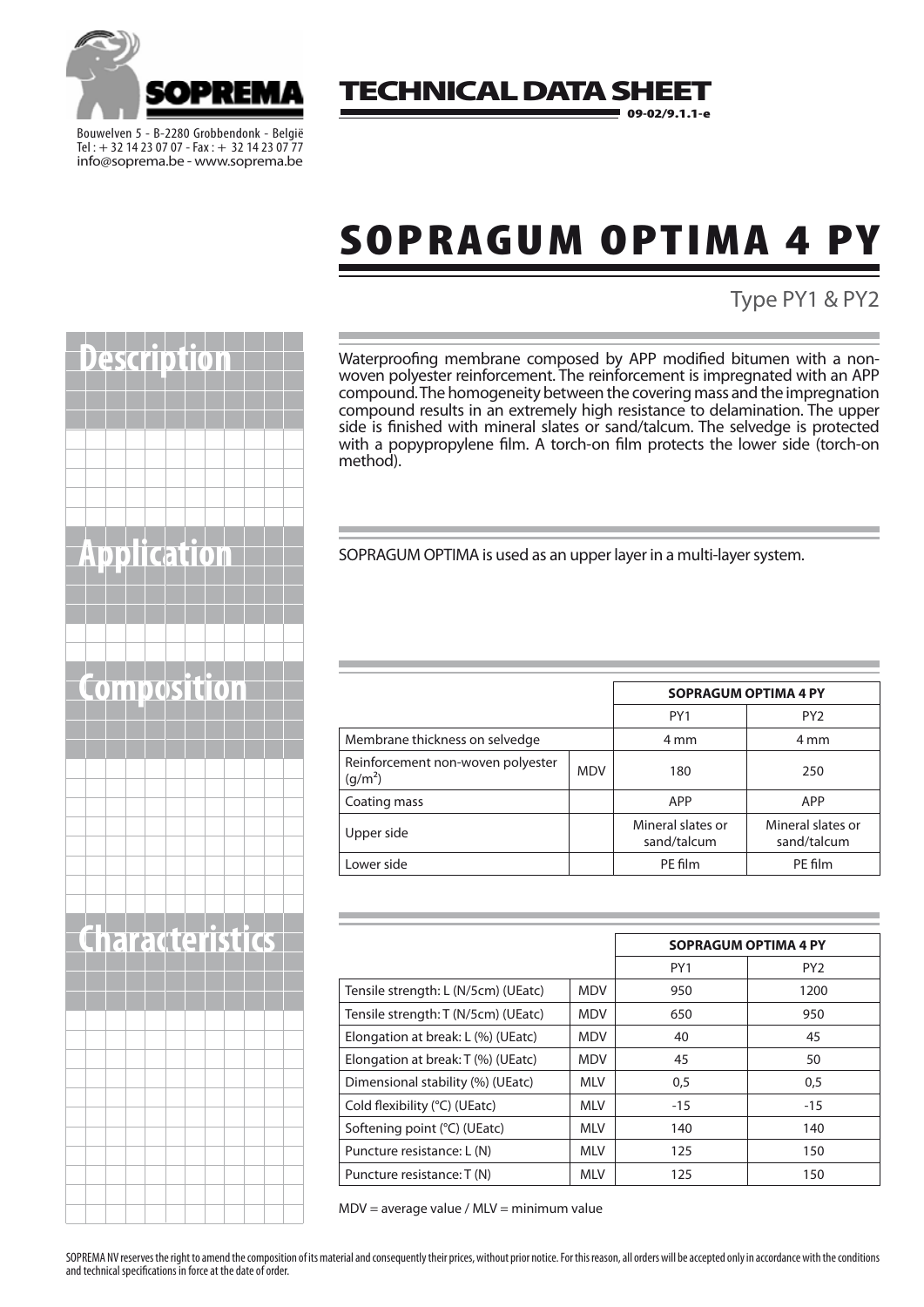SOPREMA

Bouwelven 5 - B-2280 Grobbendonk - België
Tel : + 32 14 23 07 07 - Fax : + 32 14 23 07 77
info@soprema.be - www.soprema.be

**TECHNICAL DATA SHEET**
09-02/9.1.1-e

# SOPRAGUM OPTIMA 4 PY

Type PY1 & PY2

## Description

Waterproofing membrane composed by APP modified bitumen with a non-woven polyester reinforcement. The reinforcement is impregnated with an APP compound. The homogeneity between the covering mass and the impregnation compound results in an extremely high resistance to delamination. The upper side is finished with mineral slates or sand/talcum. The selvedge is protected with a popypropylene film. A torch-on film protects the lower side (torch-on method).

## Application

SOPRAGUM OPTIMA is used as an upper layer in a multi-layer system.

## Composition

| | | SOPRAGUM OPTIMA 4 PY | |
|---|---|---|---|
| | | PY1 | PY2 |
| Membrane thickness on selvedge | | 4 mm | 4 mm |
| Reinforcement non-woven polyester (g/m²) | MDV | 180 | 250 |
| Coating mass | | APP | APP |
| Upper side | | Mineral slates or sand/talcum | Mineral slates or sand/talcum |
| Lower side | | PE film | PE film |

## Characteristics

| | | SOPRAGUM OPTIMA 4 PY | |
|---|---|---|---|
| | | PY1 | PY2 |
| Tensile strength: L (N/5cm) (UEatc) | MDV | 950 | 1200 |
| Tensile strength: T (N/5cm) (UEatc) | MDV | 650 | 950 |
| Elongation at break: L (%) (UEatc) | MDV | 40 | 45 |
| Elongation at break: T (%) (UEatc) | MDV | 45 | 50 |
| Dimensional stability (%) (UEatc) | MLV | 0,5 | 0,5 |
| Cold flexibility (°C) (UEatc) | MLV | -15 | -15 |
| Softening point (°C) (UEatc) | MLV | 140 | 140 |
| Puncture resistance: L (N) | MLV | 125 | 150 |
| Puncture resistance: T (N) | MLV | 125 | 150 |

MDV = average value / MLV = minimum value

SOPREMA NV reserves the right to amend the composition of its material and consequently their prices, without prior notice. For this reason, all orders will be accepted only in accordance with the conditions and technical specifications in force at the date of order.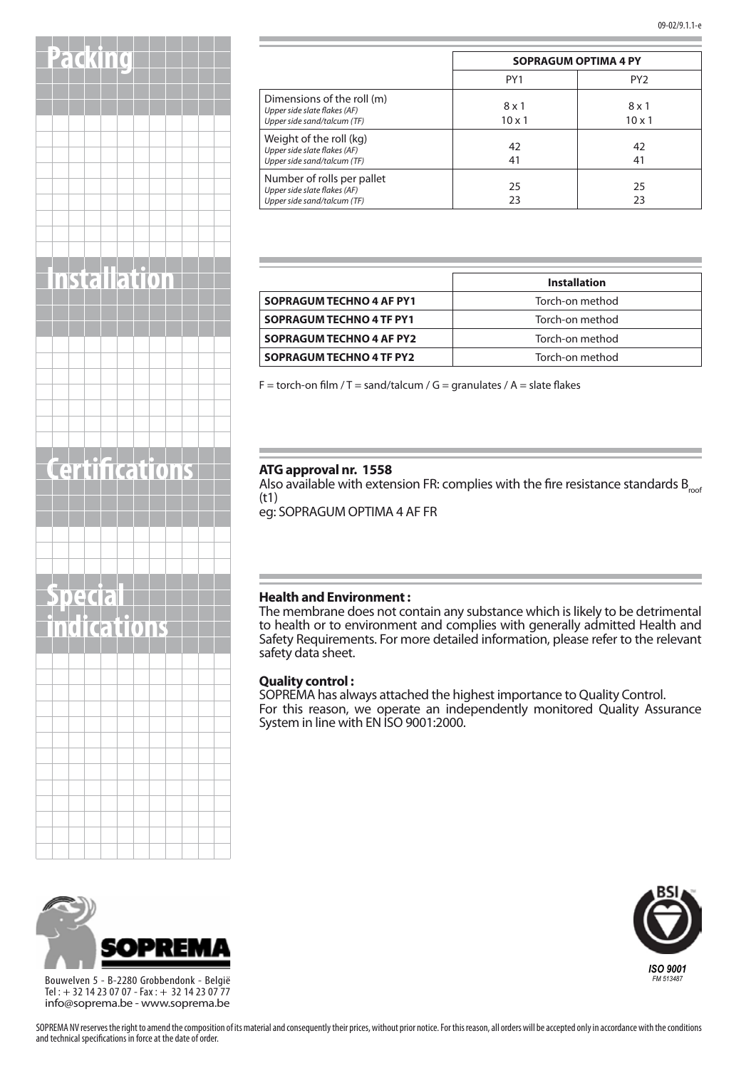## Packing

| | SOPRAGUM OPTIMA 4 PY | |
|---|---|---|
| | PY1 | PY2 |
| Dimensions of the roll (m)<br>*Upper side slate flakes (AF)*<br>*Upper side sand/talcum (TF)* | 8 x 1<br>10 x 1 | 8 x 1<br>10 x 1 |
| Weight of the roll (kg)<br>*Upper side slate flakes (AF)*<br>*Upper side sand/talcum (TF)* | 42<br>41 | 42<br>41 |
| Number of rolls per pallet<br>*Upper side slate flakes (AF)*<br>*Upper side sand/talcum (TF)* | 25<br>23 | 25<br>23 |

## Installation

| | Installation |
|---|---|
| **SOPRAGUM TECHNO 4 AF PY1** | Torch-on method |
| **SOPRAGUM TECHNO 4 TF PY1** | Torch-on method |
| **SOPRAGUM TECHNO 4 AF PY2** | Torch-on method |
| **SOPRAGUM TECHNO 4 TF PY2** | Torch-on method |

F = torch-on film / T = sand/talcum / G = granulates / A = slate flakes

## Certifications

**ATG approval nr. 1558**

Also available with extension FR: complies with the fire resistance standards $B_{roof}$ (t1)

eg: SOPRAGUM OPTIMA 4 AF FR

## Special indications

**Health and Environment :**

The membrane does not contain any substance which is likely to be detrimental to health or to environment and complies with generally admitted Health and Safety Requirements. For more detailed information, please refer to the relevant safety data sheet.

**Quality control :**

SOPREMA has always attached the highest importance to Quality Control.
For this reason, we operate an independently monitored Quality Assurance System in line with EN ISO 9001:2000.

SOPREMA

Bouwelven 5 - B-2280 Grobbendonk - België
Tel : + 32 14 23 07 07 - Fax : + 32 14 23 07 77
info@soprema.be - www.soprema.be

BSI
ISO 9001
FM 513487

SOPREMA NV reserves the right to amend the composition of its material and consequently their prices, without prior notice. For this reason, all orders will be accepted only in accordance with the conditions and technical specifications in force at the date of order.